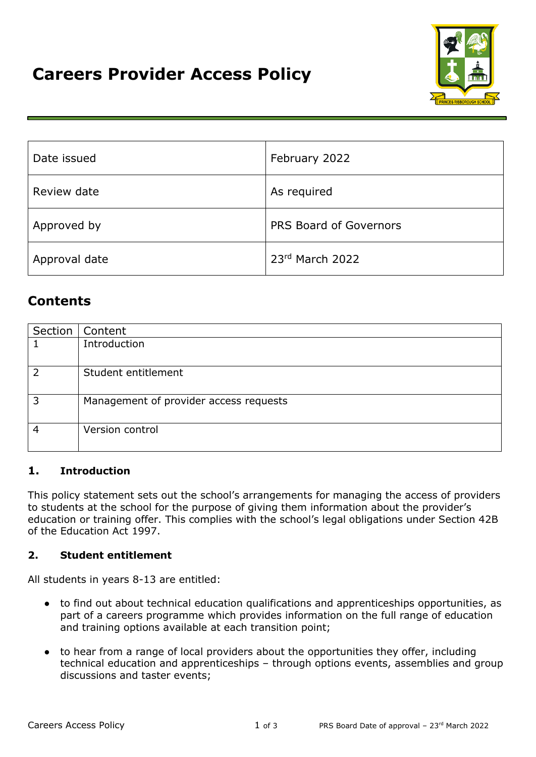# Careers Provider Access Policy

| | |
|---|---|
| Date issued | February 2022 |
| Review date | As required |
| Approved by | PRS Board of Governors |
| Approval date | 23rd March 2022 |

## Contents

| Section | Content |
|---|---|
| 1 | Introduction |
| 2 | Student entitlement |
| 3 | Management of provider access requests |
| 4 | Version control |

### 1. Introduction

This policy statement sets out the school's arrangements for managing the access of providers to students at the school for the purpose of giving them information about the provider's education or training offer. This complies with the school's legal obligations under Section 42B of the Education Act 1997.

### 2. Student entitlement

All students in years 8-13 are entitled:

- to find out about technical education qualifications and apprenticeships opportunities, as part of a careers programme which provides information on the full range of education and training options available at each transition point;
- to hear from a range of local providers about the opportunities they offer, including technical education and apprenticeships – through options events, assemblies and group discussions and taster events;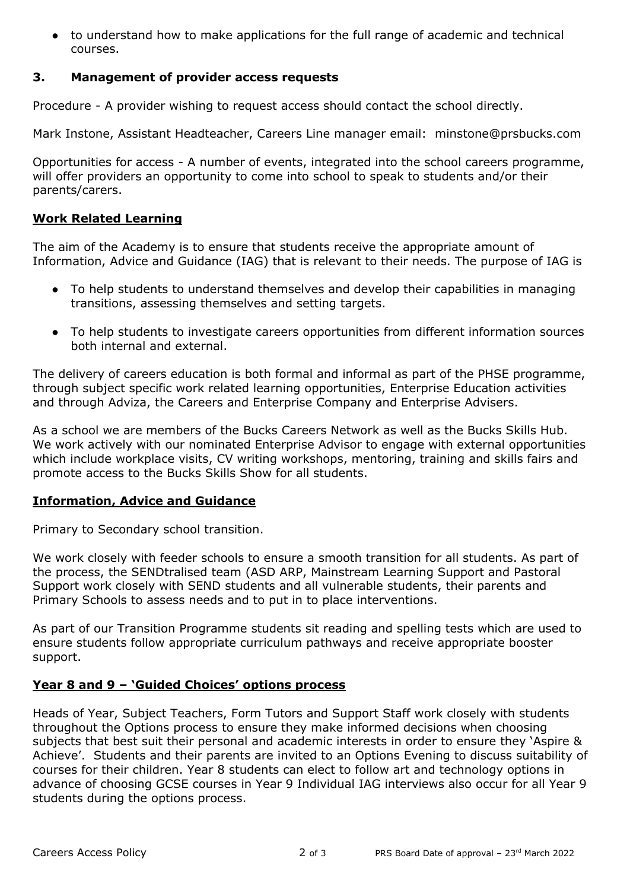- to understand how to make applications for the full range of academic and technical courses.

### 3. Management of provider access requests

Procedure - A provider wishing to request access should contact the school directly.

Mark Instone, Assistant Headteacher, Careers Line manager email: minstone@prsbucks.com

Opportunities for access - A number of events, integrated into the school careers programme, will offer providers an opportunity to come into school to speak to students and/or their parents/carers.

**Work Related Learning**

The aim of the Academy is to ensure that students receive the appropriate amount of Information, Advice and Guidance (IAG) that is relevant to their needs. The purpose of IAG is

- To help students to understand themselves and develop their capabilities in managing transitions, assessing themselves and setting targets.
- To help students to investigate careers opportunities from different information sources both internal and external.

The delivery of careers education is both formal and informal as part of the PHSE programme, through subject specific work related learning opportunities, Enterprise Education activities and through Adviza, the Careers and Enterprise Company and Enterprise Advisers.

As a school we are members of the Bucks Careers Network as well as the Bucks Skills Hub. We work actively with our nominated Enterprise Advisor to engage with external opportunities which include workplace visits, CV writing workshops, mentoring, training and skills fairs and promote access to the Bucks Skills Show for all students.

**Information, Advice and Guidance**

Primary to Secondary school transition.

We work closely with feeder schools to ensure a smooth transition for all students. As part of the process, the SENDtralised team (ASD ARP, Mainstream Learning Support and Pastoral Support work closely with SEND students and all vulnerable students, their parents and Primary Schools to assess needs and to put in to place interventions.

As part of our Transition Programme students sit reading and spelling tests which are used to ensure students follow appropriate curriculum pathways and receive appropriate booster support.

**Year 8 and 9 – 'Guided Choices' options process**

Heads of Year, Subject Teachers, Form Tutors and Support Staff work closely with students throughout the Options process to ensure they make informed decisions when choosing subjects that best suit their personal and academic interests in order to ensure they 'Aspire & Achieve'. Students and their parents are invited to an Options Evening to discuss suitability of courses for their children. Year 8 students can elect to follow art and technology options in advance of choosing GCSE courses in Year 9 Individual IAG interviews also occur for all Year 9 students during the options process.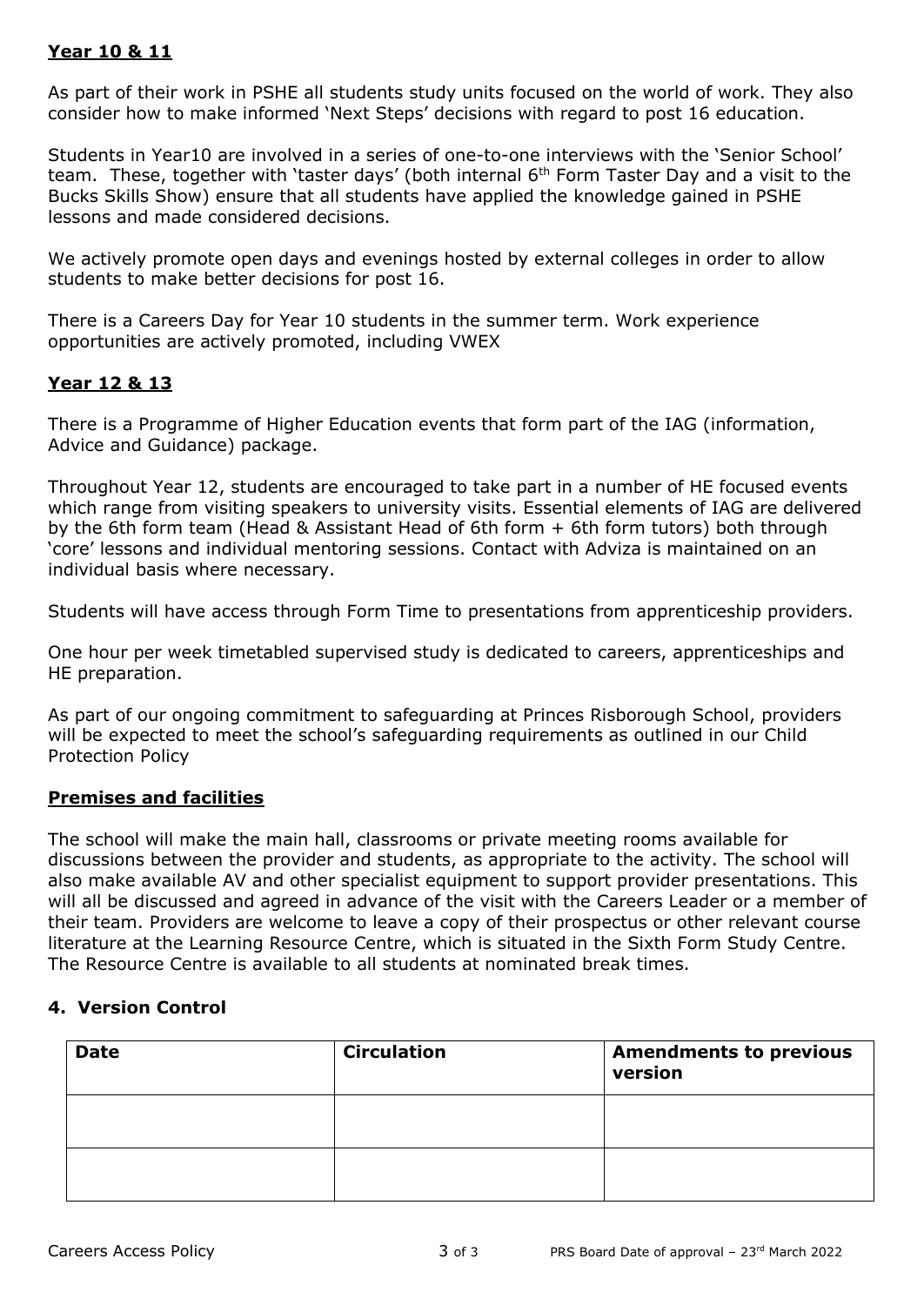**Year 10 & 11**

As part of their work in PSHE all students study units focused on the world of work. They also consider how to make informed 'Next Steps' decisions with regard to post 16 education.

Students in Year10 are involved in a series of one-to-one interviews with the 'Senior School' team. These, together with 'taster days' (both internal 6th Form Taster Day and a visit to the Bucks Skills Show) ensure that all students have applied the knowledge gained in PSHE lessons and made considered decisions.

We actively promote open days and evenings hosted by external colleges in order to allow students to make better decisions for post 16.

There is a Careers Day for Year 10 students in the summer term. Work experience opportunities are actively promoted, including VWEX

**Year 12 & 13**

There is a Programme of Higher Education events that form part of the IAG (information, Advice and Guidance) package.

Throughout Year 12, students are encouraged to take part in a number of HE focused events which range from visiting speakers to university visits. Essential elements of IAG are delivered by the 6th form team (Head & Assistant Head of 6th form + 6th form tutors) both through 'core' lessons and individual mentoring sessions. Contact with Adviza is maintained on an individual basis where necessary.

Students will have access through Form Time to presentations from apprenticeship providers.

One hour per week timetabled supervised study is dedicated to careers, apprenticeships and HE preparation.

As part of our ongoing commitment to safeguarding at Princes Risborough School, providers will be expected to meet the school's safeguarding requirements as outlined in our Child Protection Policy

**Premises and facilities**

The school will make the main hall, classrooms or private meeting rooms available for discussions between the provider and students, as appropriate to the activity. The school will also make available AV and other specialist equipment to support provider presentations. This will all be discussed and agreed in advance of the visit with the Careers Leader or a member of their team. Providers are welcome to leave a copy of their prospectus or other relevant course literature at the Learning Resource Centre, which is situated in the Sixth Form Study Centre. The Resource Centre is available to all students at nominated break times.

## 4. Version Control

| Date | Circulation | Amendments to previous version |
|---|---|---|
| | | |
| | | |